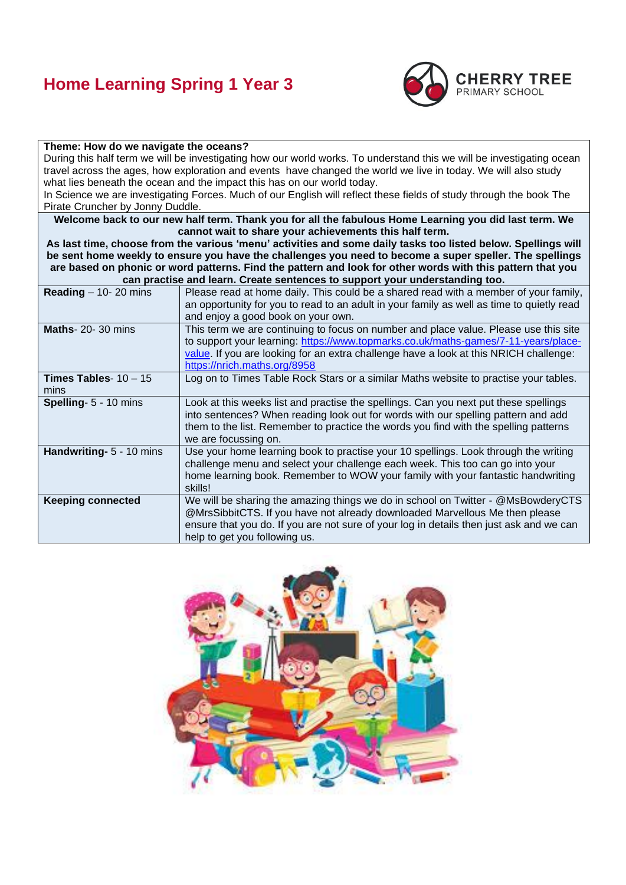# Home Learning Spring 1 Year 3

CHERRY TREE PRIMARY SCHOOL

**Theme: How do we navigate the oceans?**

During this half term we will be investigating how our world works. To understand this we will be investigating ocean travel across the ages, how exploration and events have changed the world we live in today. We will also study what lies beneath the ocean and the impact this has on our world today.

In Science we are investigating Forces. Much of our English will reflect these fields of study through the book The Pirate Cruncher by Jonny Duddle.

**Welcome back to our new half term. Thank you for all the fabulous Home Learning you did last term. We cannot wait to share your achievements this half term.**

**As last time, choose from the various 'menu' activities and some daily tasks too listed below. Spellings will be sent home weekly to ensure you have the challenges you need to become a super speller. The spellings are based on phonic or word patterns. Find the pattern and look for other words with this pattern that you can practise and learn. Create sentences to support your understanding too.**

| | |
|---|---|
| **Reading** – 10- 20 mins | Please read at home daily. This could be a shared read with a member of your family, an opportunity for you to read to an adult in your family as well as time to quietly read and enjoy a good book on your own. |
| **Maths**- 20- 30 mins | This term we are continuing to focus on number and place value. Please use this site to support your learning: https://www.topmarks.co.uk/maths-games/7-11-years/place-value. If you are looking for an extra challenge have a look at this NRICH challenge: https://nrich.maths.org/8958 |
| **Times Tables**- 10 – 15 mins | Log on to Times Table Rock Stars or a similar Maths website to practise your tables. |
| **Spelling**- 5 - 10 mins | Look at this weeks list and practise the spellings. Can you next put these spellings into sentences? When reading look out for words with our spelling pattern and add them to the list. Remember to practice the words you find with the spelling patterns we are focussing on. |
| **Handwriting**- 5 - 10 mins | Use your home learning book to practise your 10 spellings. Look through the writing challenge menu and select your challenge each week. This too can go into your home learning book. Remember to WOW your family with your fantastic handwriting skills! |
| **Keeping connected** | We will be sharing the amazing things we do in school on Twitter - @MsBowderyCTS @MrsSibbitCTS. If you have not already downloaded Marvellous Me then please ensure that you do. If you are not sure of your log in details then just ask and we can help to get you following us. |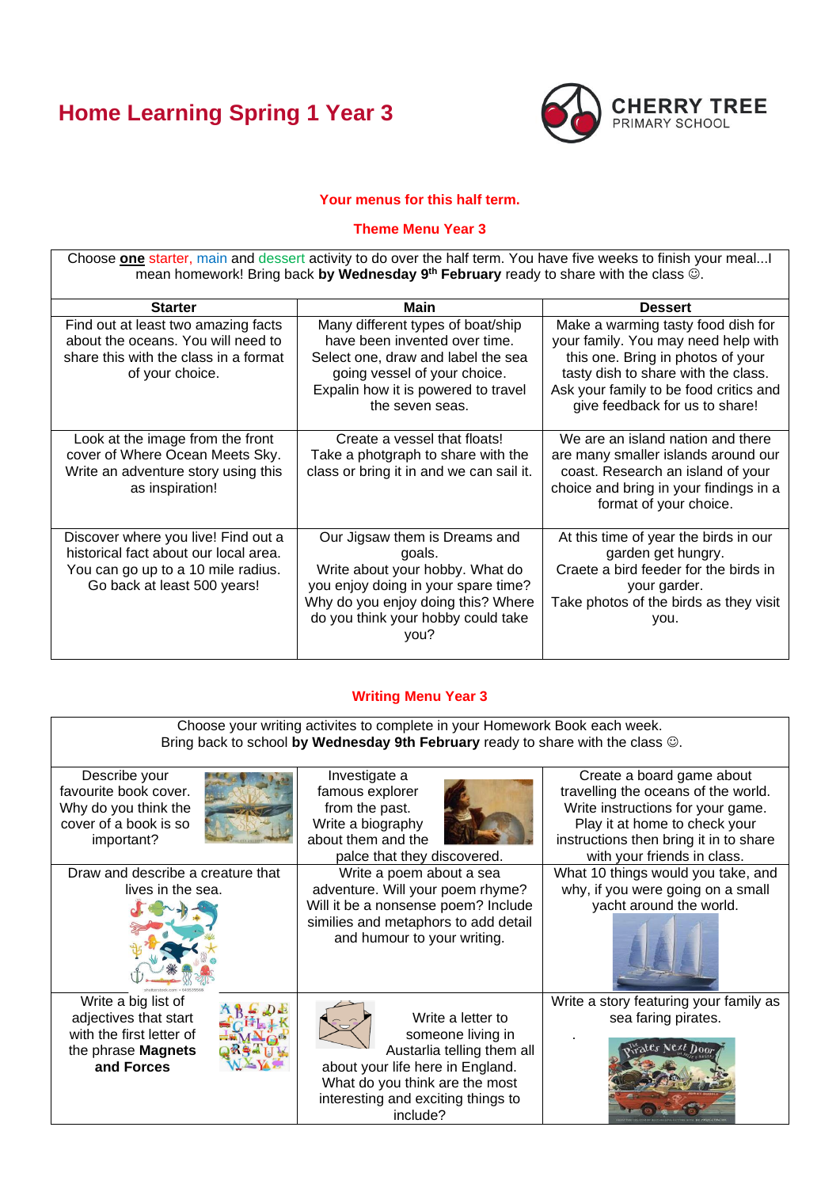# Home Learning Spring 1 Year 3

CHERRY TREE
PRIMARY SCHOOL

**Your menus for this half term.**

**Theme Menu Year 3**

| Choose **one** starter, main and dessert activity to do over the half term. You have five weeks to finish your meal...I mean homework! Bring back **by Wednesday 9th February** ready to share with the class ☺. | | |
|---|---|---|
| **Starter** | **Main** | **Dessert** |
| Find out at least two amazing facts about the oceans. You will need to share this with the class in a format of your choice. | Many different types of boat/ship have been invented over time. Select one, draw and label the sea going vessel of your choice. Expalin how it is powered to travel the seven seas. | Make a warming tasty food dish for your family. You may need help with this one. Bring in photos of your tasty dish to share with the class. Ask your family to be food critics and give feedback for us to share! |
| Look at the image from the front cover of Where Ocean Meets Sky. Write an adventure story using this as inspiration! | Create a vessel that floats! Take a photgraph to share with the class or bring it in and we can sail it. | We are an island nation and there are many smaller islands around our coast. Research an island of your choice and bring in your findings in a format of your choice. |
| Discover where you live! Find out a historical fact about our local area. You can go up to a 10 mile radius. Go back at least 500 years! | Our Jigsaw them is Dreams and goals. Write about your hobby. What do you enjoy doing in your spare time? Why do you enjoy doing this? Where do you think your hobby could take you? | At this time of year the birds in our garden get hungry. Craete a bird feeder for the birds in your garder. Take photos of the birds as they visit you. |

**Writing Menu Year 3**

| Choose your writing activites to complete in your Homework Book each week. Bring back to school **by Wednesday 9th February** ready to share with the class ☺. | | |
|---|---|---|
| Describe your favourite book cover. Why do you think the cover of a book is so important? | Investigate a famous explorer from the past. Write a biography about them and the palce that they discovered. | Create a board game about travelling the oceans of the world. Write instructions for your game. Play it at home to check your instructions then bring it in to share with your friends in class. |
| Draw and describe a creature that lives in the sea. | Write a poem about a sea adventure. Will your poem rhyme? Will it be a nonsense poem? Include similies and metaphors to add detail and humour to your writing. | What 10 things would you take, and why, if you were going on a small yacht around the world. |
| Write a big list of adjectives that start with the first letter of the phrase **Magnets and Forces** | Write a letter to someone living in Austarlia telling them all about your life here in England. What do you think are the most interesting and exciting things to include? | Write a story featuring your family as sea faring pirates. |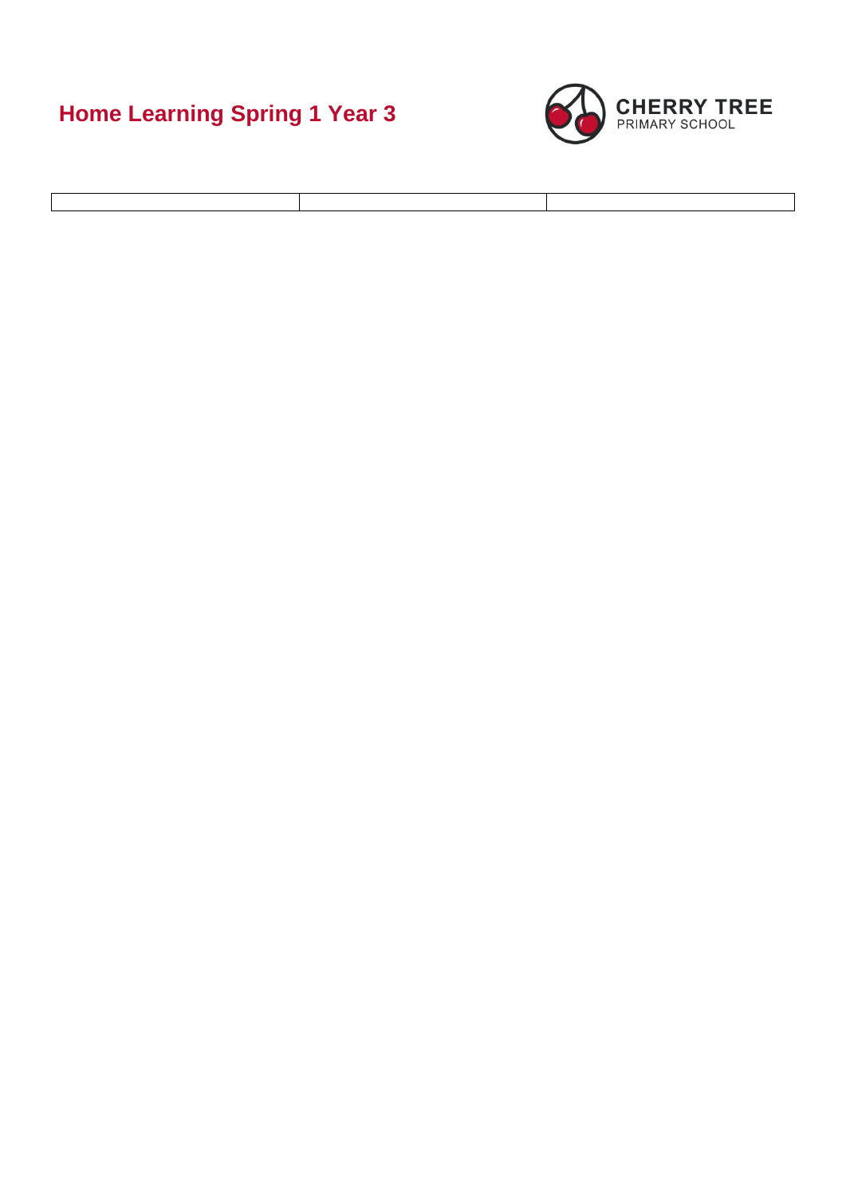# Home Learning Spring 1 Year 3

CHERRY TREE
PRIMARY SCHOOL

| | | |
|---|---|---|